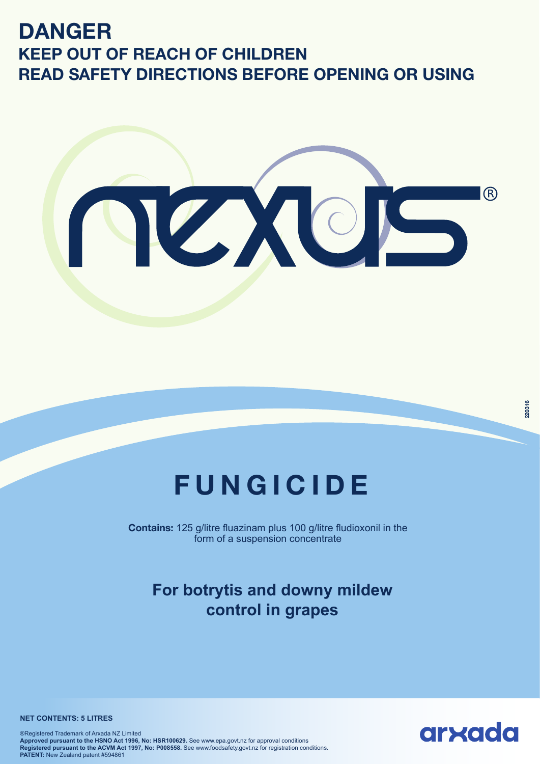# DANGER

## KEEP OUT OF REACH OF CHILDREN

## READ SAFETY DIRECTIONS BEFORE OPENING OR USING

# nexus®

220316

# FUNGICIDE

**Contains:** 125 g/litre fluazinam plus 100 g/litre fludioxonil in the form of a suspension concentrate

## For botrytis and downy mildew control in grapes

**NET CONTENTS: 5 LITRES**

®Registered Trademark of Arxada NZ Limited
**Approved pursuant to the HSNO Act 1996, No: HSR100629.** See www.epa.govt.nz for approval conditions
**Registered pursuant to the ACVM Act 1997, No: P008558.** See www.foodsafety.govt.nz for registration conditions.
**PATENT:** New Zealand patent #594861

arxada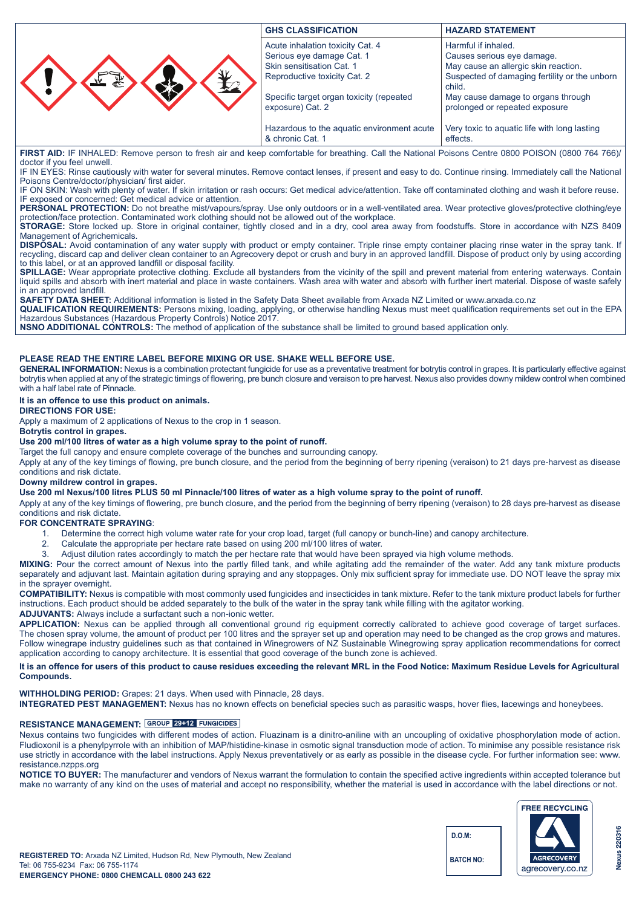| | GHS CLASSIFICATION | HAZARD STATEMENT |
|---|---|---|
| | Acute inhalation toxicity Cat. 4 | Harmful if inhaled. |
| | Serious eye damage Cat. 1 | Causes serious eye damage. |
| | Skin sensitisation Cat. 1 | May cause an allergic skin reaction. |
| | Reproductive toxicity Cat. 2 | Suspected of damaging fertility or the unborn child. |
| | Specific target organ toxicity (repeated exposure) Cat. 2 | May cause damage to organs through prolonged or repeated exposure |
| | Hazardous to the aquatic environment acute & chronic Cat. 1 | Very toxic to aquatic life with long lasting effects. |

**FIRST AID:** IF INHALED: Remove person to fresh air and keep comfortable for breathing. Call the National Poisons Centre 0800 POISON (0800 764 766)/ doctor if you feel unwell.
IF IN EYES: Rinse cautiously with water for several minutes. Remove contact lenses, if present and easy to do. Continue rinsing. Immediately call the National Poisons Centre/doctor/physician/ first aider.
IF ON SKIN: Wash with plenty of water. If skin irritation or rash occurs: Get medical advice/attention. Take off contaminated clothing and wash it before reuse. IF exposed or concerned: Get medical advice or attention.
**PERSONAL PROTECTION:** Do not breathe mist/vapours/spray. Use only outdoors or in a well-ventilated area. Wear protective gloves/protective clothing/eye protection/face protection. Contaminated work clothing should not be allowed out of the workplace.
**STORAGE:** Store locked up. Store in original container, tightly closed and in a dry, cool area away from foodstuffs. Store in accordance with NZS 8409 Management of Agrichemicals.
**DISPOSAL:** Avoid contamination of any water supply with product or empty container. Triple rinse empty container placing rinse water in the spray tank. If recycling, discard cap and deliver clean container to an Agrecovery depot or crush and bury in an approved landfill. Dispose of product only by using according to this label, or at an approved landfill or disposal facility.
**SPILLAGE:** Wear appropriate protective clothing. Exclude all bystanders from the vicinity of the spill and prevent material from entering waterways. Contain liquid spills and absorb with inert material and place in waste containers. Wash area with water and absorb with further inert material. Dispose of waste safely in an approved landfill.
**SAFETY DATA SHEET:** Additional information is listed in the Safety Data Sheet available from Arxada NZ Limited or www.arxada.co.nz
**QUALIFICATION REQUIREMENTS:** Persons mixing, loading, applying, or otherwise handling Nexus must meet qualification requirements set out in the EPA Hazardous Substances (Hazardous Property Controls) Notice 2017.
**NSNO ADDITIONAL CONTROLS:** The method of application of the substance shall be limited to ground based application only.

**PLEASE READ THE ENTIRE LABEL BEFORE MIXING OR USE. SHAKE WELL BEFORE USE.**

**GENERAL INFORMATION:** Nexus is a combination protectant fungicide for use as a preventative treatment for botrytis control in grapes. It is particularly effective against botrytis when applied at any of the strategic timings of flowering, pre bunch closure and veraison to pre harvest. Nexus also provides downy mildew control when combined with a half label rate of Pinnacle.

**It is an offence to use this product on animals.**

**DIRECTIONS FOR USE:**

Apply a maximum of 2 applications of Nexus to the crop in 1 season.

**Botrytis control in grapes.**

**Use 200 ml/100 litres of water as a high volume spray to the point of runoff.**

Target the full canopy and ensure complete coverage of the bunches and surrounding canopy.

Apply at any of the key timings of flowing, pre bunch closure, and the period from the beginning of berry ripening (veraison) to 21 days pre-harvest as disease conditions and risk dictate.

**Downy mildrew control in grapes.**

**Use 200 ml Nexus/100 litres PLUS 50 ml Pinnacle/100 litres of water as a high volume spray to the point of runoff.**

Apply at any of the key timings of flowering, pre bunch closure, and the period from the beginning of berry ripening (veraison) to 28 days pre-harvest as disease conditions and risk dictate.

**FOR CONCENTRATE SPRAYING**:

1. Determine the correct high volume water rate for your crop load, target (full canopy or bunch-line) and canopy architecture.
2. Calculate the appropriate per hectare rate based on using 200 ml/100 litres of water.
3. Adjust dilution rates accordingly to match the per hectare rate that would have been sprayed via high volume methods.

**MIXING:** Pour the correct amount of Nexus into the partly filled tank, and while agitating add the remainder of the water. Add any tank mixture products separately and adjuvant last. Maintain agitation during spraying and any stoppages. Only mix sufficient spray for immediate use. DO NOT leave the spray mix in the sprayer overnight.

**COMPATIBILITY:** Nexus is compatible with most commonly used fungicides and insecticides in tank mixture. Refer to the tank mixture product labels for further instructions. Each product should be added separately to the bulk of the water in the spray tank while filling with the agitator working.

**ADJUVANTS:** Always include a surfactant such a non-ionic wetter.

**APPLICATION:** Nexus can be applied through all conventional ground rig equipment correctly calibrated to achieve good coverage of target surfaces. The chosen spray volume, the amount of product per 100 litres and the sprayer set up and operation may need to be changed as the crop grows and matures. Follow winegrape industry guidelines such as that contained in Winegrowers of NZ Sustainable Winegrowing spray application recommendations for correct application according to canopy architecture. It is essential that good coverage of the bunch zone is achieved.

**It is an offence for users of this product to cause residues exceeding the relevant MRL in the Food Notice: Maximum Residue Levels for Agricultural Compounds.**

**WITHHOLDING PERIOD:** Grapes: 21 days. When used with Pinnacle, 28 days.
**INTEGRATED PEST MANAGEMENT:** Nexus has no known effects on beneficial species such as parasitic wasps, hover flies, lacewings and honeybees.

**RESISTANCE MANAGEMENT:** GROUP 29+12 FUNGICIDES

Nexus contains two fungicides with different modes of action. Fluazinam is a dinitro-aniline with an uncoupling of oxidative phosphorylation mode of action. Fludioxonil is a phenylpyrrole with an inhibition of MAP/histidine-kinase in osmotic signal transduction mode of action. To minimise any possible resistance risk use strictly in accordance with the label instructions. Apply Nexus preventatively or as early as possible in the disease cycle. For further information see: www.resistance.nzpps.org

**NOTICE TO BUYER:** The manufacturer and vendors of Nexus warrant the formulation to contain the specified active ingredients within accepted tolerance but make no warranty of any kind on the uses of material and accept no responsibility, whether the material is used in accordance with the label directions or not.

**REGISTERED TO:** Arxada NZ Limited, Hudson Rd, New Plymouth, New Zealand
Tel: 06 755-9234 Fax: 06 755-1174
**EMERGENCY PHONE: 0800 CHEMCALL 0800 243 622**

**D.O.M:**

**BATCH NO:**

FREE RECYCLING
AGRECOVERY
agrecovery.co.nz

Nexus 220316